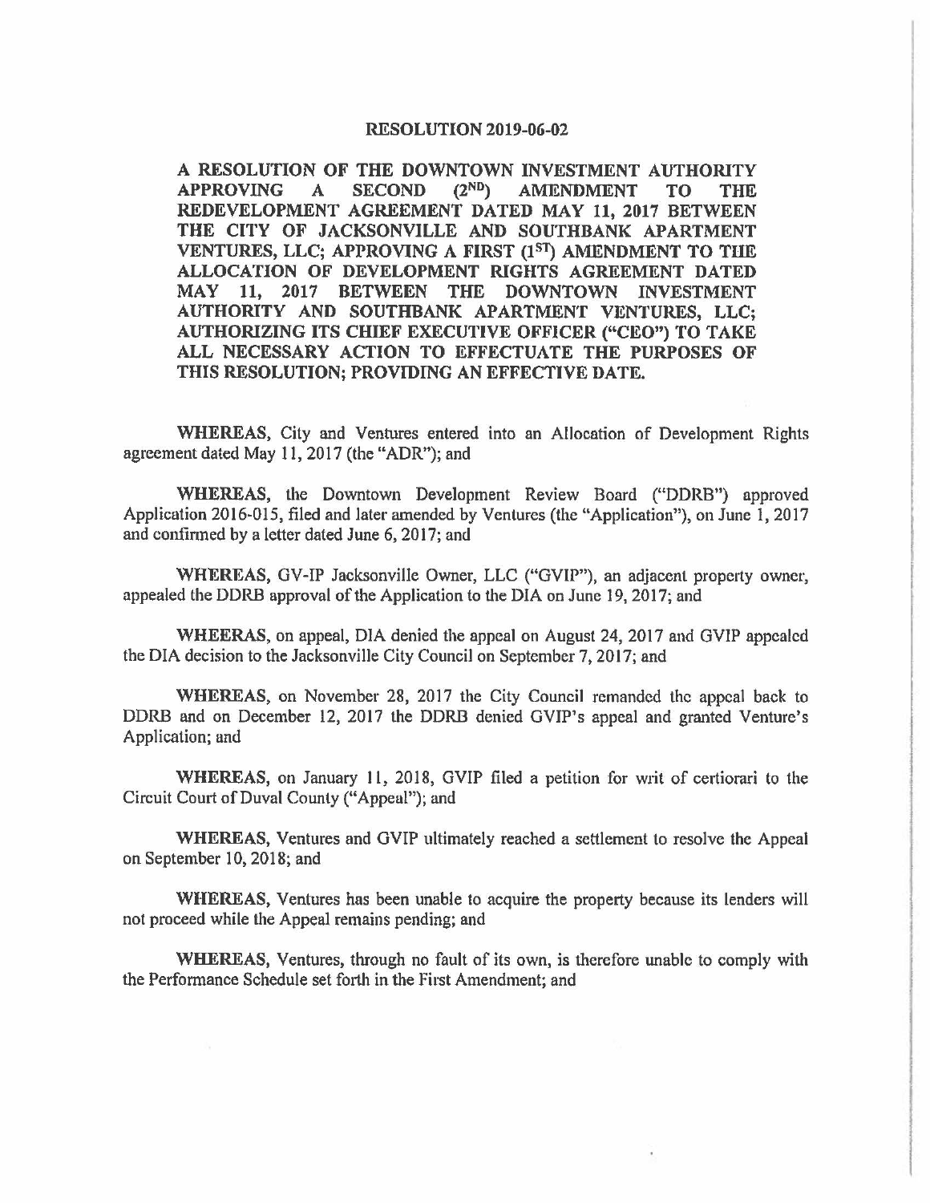# RESOLUTION 2019-06-02

**A RESOLUTION OF THE DOWNTOWN INVESTMENT AUTHORITY APPROVING A SECOND (2ND) AMENDMENT TO THE REDEVELOPMENT AGREEMENT DATED MAY 11, 2017 BETWEEN THE CITY OF JACKSONVILLE AND SOUTHBANK APARTMENT VENTURES, LLC; APPROVING A FIRST (1ST) AMENDMENT TO THE ALLOCATION OF DEVELOPMENT RIGHTS AGREEMENT DATED MAY 11, 2017 BETWEEN THE DOWNTOWN INVESTMENT AUTHORITY AND SOUTHBANK APARTMENT VENTURES, LLC; AUTHORIZING ITS CHIEF EXECUTIVE OFFICER ("CEO") TO TAKE ALL NECESSARY ACTION TO EFFECTUATE THE PURPOSES OF THIS RESOLUTION; PROVIDING AN EFFECTIVE DATE.**

**WHEREAS,** City and Ventures entered into an Allocation of Development Rights agreement dated May 11, 2017 (the "ADR"); and

**WHEREAS,** the Downtown Development Review Board ("DDRB") approved Application 2016-015, filed and later amended by Ventures (the "Application"), on June 1, 2017 and confirmed by a letter dated June 6, 2017; and

**WHEREAS,** GV-IP Jacksonville Owner, LLC ("GVIP"), an adjacent property owner, appealed the DDRB approval of the Application to the DIA on June 19, 2017; and

**WHEERAS,** on appeal, DIA denied the appeal on August 24, 2017 and GVIP appealed the DIA decision to the Jacksonville City Council on September 7, 2017; and

**WHEREAS,** on November 28, 2017 the City Council remanded the appeal back to DDRB and on December 12, 2017 the DDRB denied GVIP's appeal and granted Venture's Application; and

**WHEREAS,** on January 11, 2018, GVIP filed a petition for writ of certiorari to the Circuit Court of Duval County ("Appeal"); and

**WHEREAS,** Ventures and GVIP ultimately reached a settlement to resolve the Appeal on September 10, 2018; and

**WHEREAS,** Ventures has been unable to acquire the property because its lenders will not proceed while the Appeal remains pending; and

**WHEREAS,** Ventures, through no fault of its own, is therefore unable to comply with the Performance Schedule set forth in the First Amendment; and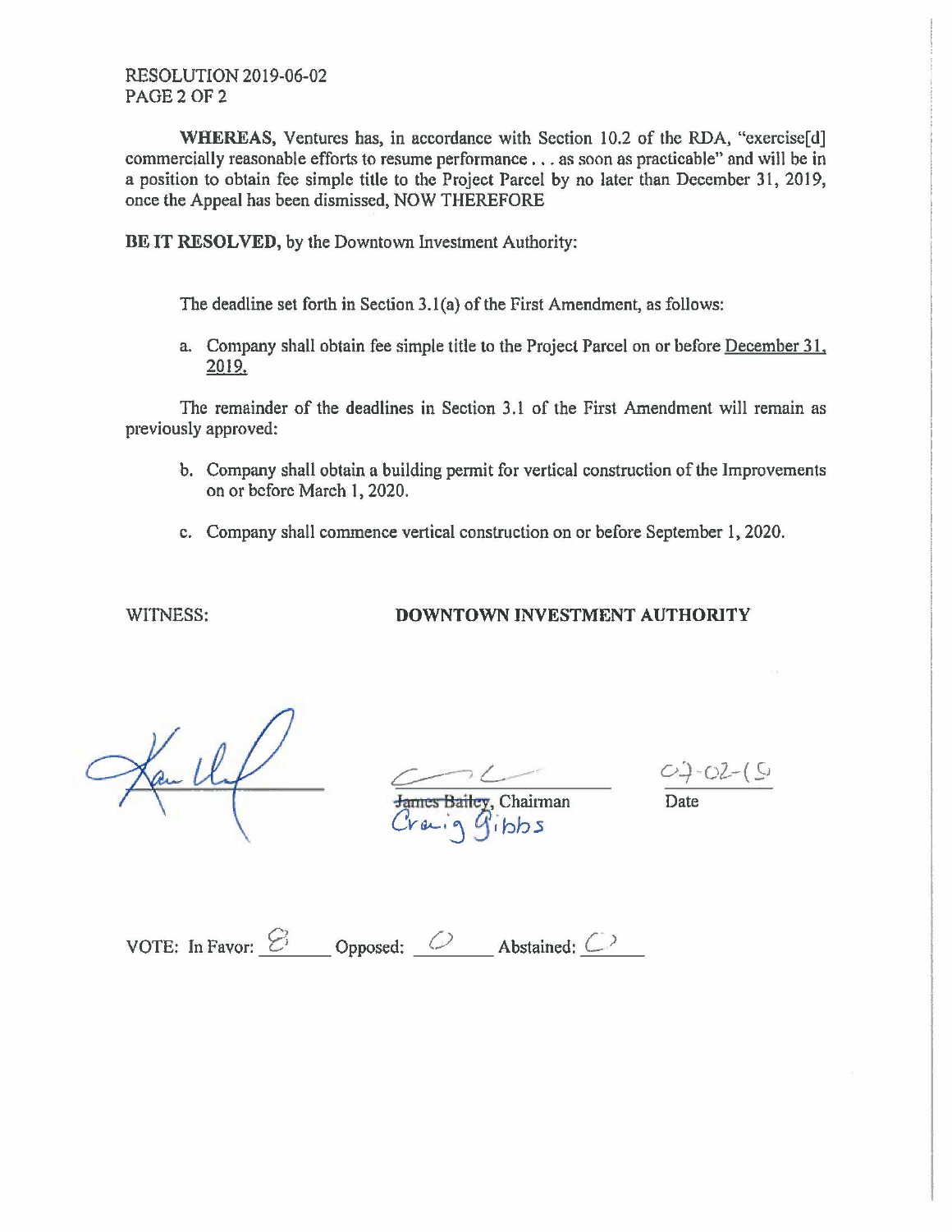RESOLUTION 2019-06-02
PAGE 2 OF 2

**WHEREAS,** Ventures has, in accordance with Section 10.2 of the RDA, "exercise[d] commercially reasonable efforts to resume performance . . . as soon as practicable" and will be in a position to obtain fee simple title to the Project Parcel by no later than December 31, 2019, once the Appeal has been dismissed, NOW THEREFORE

**BE IT RESOLVED**, by the Downtown Investment Authority:

The deadline set forth in Section 3.1(a) of the First Amendment, as follows:

a. Company shall obtain fee simple title to the Project Parcel on or before December 31, 2019.

The remainder of the deadlines in Section 3.1 of the First Amendment will remain as previously approved:

b. Company shall obtain a building permit for vertical construction of the Improvements on or before March 1, 2020.

c. Company shall commence vertical construction on or before September 1, 2020.

WITNESS: **DOWNTOWN INVESTMENT AUTHORITY**

~~James Bailey~~, Chairman
Craig Gibbs

07-02-19
Date

VOTE: In Favor: 8 Opposed: 0 Abstained: 0